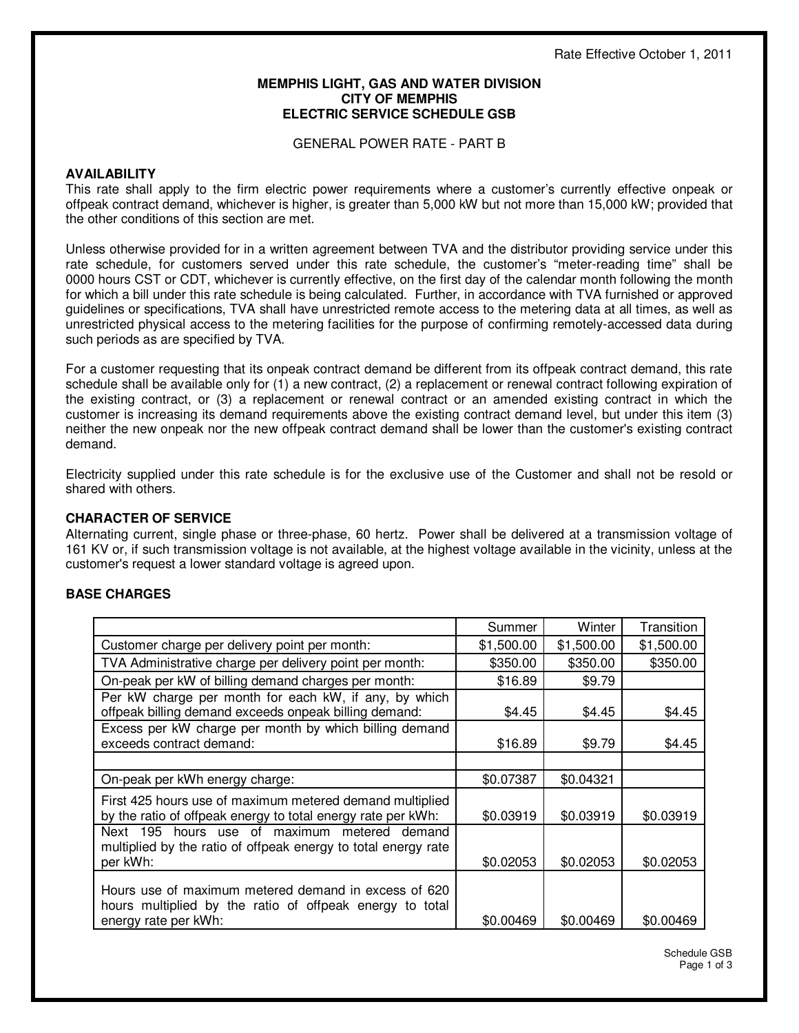Rate Effective October 1, 2011

**MEMPHIS LIGHT, GAS AND WATER DIVISION**
**CITY OF MEMPHIS**
**ELECTRIC SERVICE SCHEDULE GSB**

GENERAL POWER RATE - PART B

## AVAILABILITY

This rate shall apply to the firm electric power requirements where a customer's currently effective onpeak or offpeak contract demand, whichever is higher, is greater than 5,000 kW but not more than 15,000 kW; provided that the other conditions of this section are met.

Unless otherwise provided for in a written agreement between TVA and the distributor providing service under this rate schedule, for customers served under this rate schedule, the customer's "meter-reading time" shall be 0000 hours CST or CDT, whichever is currently effective, on the first day of the calendar month following the month for which a bill under this rate schedule is being calculated. Further, in accordance with TVA furnished or approved guidelines or specifications, TVA shall have unrestricted remote access to the metering data at all times, as well as unrestricted physical access to the metering facilities for the purpose of confirming remotely-accessed data during such periods as are specified by TVA.

For a customer requesting that its onpeak contract demand be different from its offpeak contract demand, this rate schedule shall be available only for (1) a new contract, (2) a replacement or renewal contract following expiration of the existing contract, or (3) a replacement or renewal contract or an amended existing contract in which the customer is increasing its demand requirements above the existing contract demand level, but under this item (3) neither the new onpeak nor the new offpeak contract demand shall be lower than the customer's existing contract demand.

Electricity supplied under this rate schedule is for the exclusive use of the Customer and shall not be resold or shared with others.

## CHARACTER OF SERVICE

Alternating current, single phase or three-phase, 60 hertz. Power shall be delivered at a transmission voltage of 161 KV or, if such transmission voltage is not available, at the highest voltage available in the vicinity, unless at the customer's request a lower standard voltage is agreed upon.

## BASE CHARGES

| | Summer | Winter | Transition |
|---|---|---|---|
| Customer charge per delivery point per month: | $1,500.00 | $1,500.00 | $1,500.00 |
| TVA Administrative charge per delivery point per month: | $350.00 | $350.00 | $350.00 |
| On-peak per kW of billing demand charges per month: | $16.89 | $9.79 | |
| Per kW charge per month for each kW, if any, by which offpeak billing demand exceeds onpeak billing demand: | $4.45 | $4.45 | $4.45 |
| Excess per kW charge per month by which billing demand exceeds contract demand: | $16.89 | $9.79 | $4.45 |
| | | | |
| On-peak per kWh energy charge: | $0.07387 | $0.04321 | |
| First 425 hours use of maximum metered demand multiplied by the ratio of offpeak energy to total energy rate per kWh: | $0.03919 | $0.03919 | $0.03919 |
| Next 195 hours use of maximum metered demand multiplied by the ratio of offpeak energy to total energy rate per kWh: | $0.02053 | $0.02053 | $0.02053 |
| Hours use of maximum metered demand in excess of 620 hours multiplied by the ratio of offpeak energy to total energy rate per kWh: | $0.00469 | $0.00469 | $0.00469 |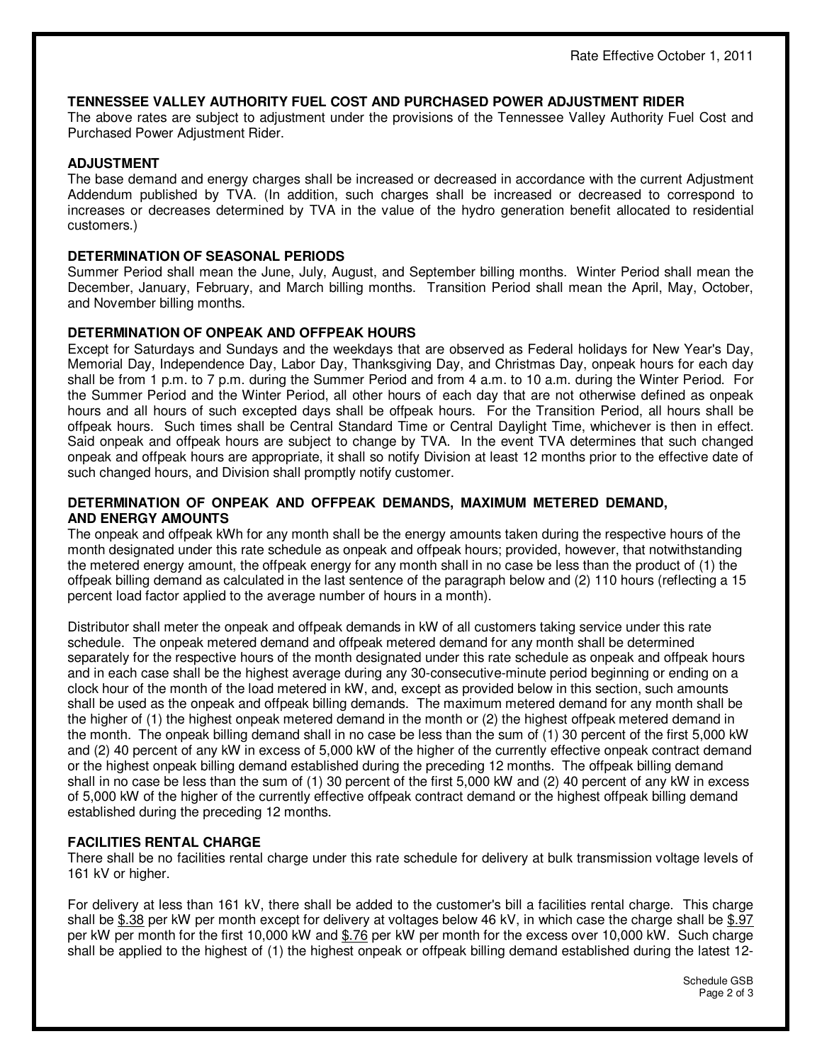Rate Effective October 1, 2011

**TENNESSEE VALLEY AUTHORITY FUEL COST AND PURCHASED POWER ADJUSTMENT RIDER**
The above rates are subject to adjustment under the provisions of the Tennessee Valley Authority Fuel Cost and Purchased Power Adjustment Rider.

**ADJUSTMENT**
The base demand and energy charges shall be increased or decreased in accordance with the current Adjustment Addendum published by TVA. (In addition, such charges shall be increased or decreased to correspond to increases or decreases determined by TVA in the value of the hydro generation benefit allocated to residential customers.)

**DETERMINATION OF SEASONAL PERIODS**
Summer Period shall mean the June, July, August, and September billing months. Winter Period shall mean the December, January, February, and March billing months. Transition Period shall mean the April, May, October, and November billing months.

**DETERMINATION OF ONPEAK AND OFFPEAK HOURS**
Except for Saturdays and Sundays and the weekdays that are observed as Federal holidays for New Year's Day, Memorial Day, Independence Day, Labor Day, Thanksgiving Day, and Christmas Day, onpeak hours for each day shall be from 1 p.m. to 7 p.m. during the Summer Period and from 4 a.m. to 10 a.m. during the Winter Period. For the Summer Period and the Winter Period, all other hours of each day that are not otherwise defined as onpeak hours and all hours of such excepted days shall be offpeak hours. For the Transition Period, all hours shall be offpeak hours. Such times shall be Central Standard Time or Central Daylight Time, whichever is then in effect. Said onpeak and offpeak hours are subject to change by TVA. In the event TVA determines that such changed onpeak and offpeak hours are appropriate, it shall so notify Division at least 12 months prior to the effective date of such changed hours, and Division shall promptly notify customer.

**DETERMINATION OF ONPEAK AND OFFPEAK DEMANDS, MAXIMUM METERED DEMAND, AND ENERGY AMOUNTS**
The onpeak and offpeak kWh for any month shall be the energy amounts taken during the respective hours of the month designated under this rate schedule as onpeak and offpeak hours; provided, however, that notwithstanding the metered energy amount, the offpeak energy for any month shall in no case be less than the product of (1) the offpeak billing demand as calculated in the last sentence of the paragraph below and (2) 110 hours (reflecting a 15 percent load factor applied to the average number of hours in a month).

Distributor shall meter the onpeak and offpeak demands in kW of all customers taking service under this rate schedule. The onpeak metered demand and offpeak metered demand for any month shall be determined separately for the respective hours of the month designated under this rate schedule as onpeak and offpeak hours and in each case shall be the highest average during any 30-consecutive-minute period beginning or ending on a clock hour of the month of the load metered in kW, and, except as provided below in this section, such amounts shall be used as the onpeak and offpeak billing demands. The maximum metered demand for any month shall be the higher of (1) the highest onpeak metered demand in the month or (2) the highest offpeak metered demand in the month. The onpeak billing demand shall in no case be less than the sum of (1) 30 percent of the first 5,000 kW and (2) 40 percent of any kW in excess of 5,000 kW of the higher of the currently effective onpeak contract demand or the highest onpeak billing demand established during the preceding 12 months. The offpeak billing demand shall in no case be less than the sum of (1) 30 percent of the first 5,000 kW and (2) 40 percent of any kW in excess of 5,000 kW of the higher of the currently effective offpeak contract demand or the highest offpeak billing demand established during the preceding 12 months.

**FACILITIES RENTAL CHARGE**
There shall be no facilities rental charge under this rate schedule for delivery at bulk transmission voltage levels of 161 kV or higher.

For delivery at less than 161 kV, there shall be added to the customer's bill a facilities rental charge. This charge shall be $.38 per kW per month except for delivery at voltages below 46 kV, in which case the charge shall be $.97 per kW per month for the first 10,000 kW and $.76 per kW per month for the excess over 10,000 kW. Such charge shall be applied to the highest of (1) the highest onpeak or offpeak billing demand established during the latest 12-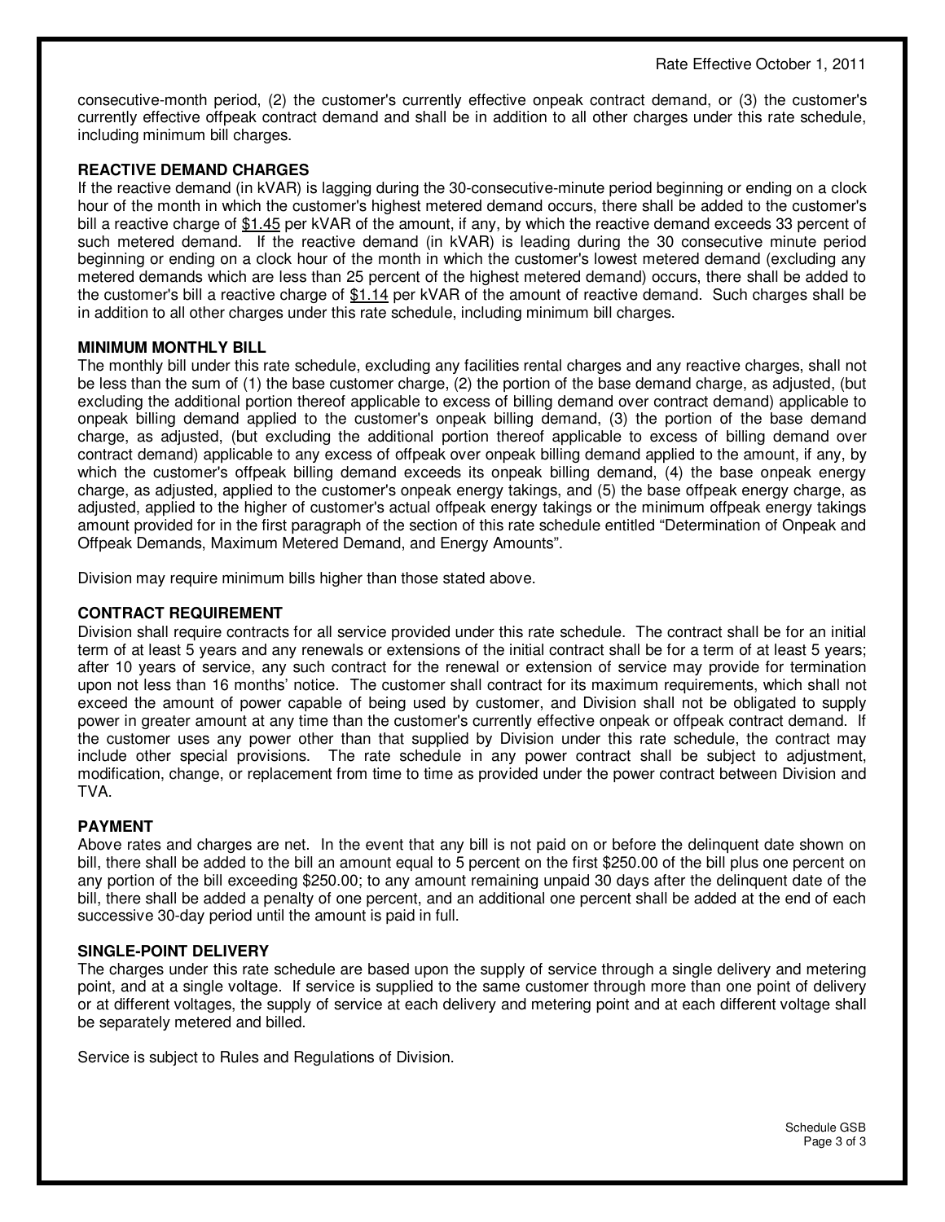consecutive-month period, (2) the customer's currently effective onpeak contract demand, or (3) the customer's currently effective offpeak contract demand and shall be in addition to all other charges under this rate schedule, including minimum bill charges.

## REACTIVE DEMAND CHARGES

If the reactive demand (in kVAR) is lagging during the 30-consecutive-minute period beginning or ending on a clock hour of the month in which the customer's highest metered demand occurs, there shall be added to the customer's bill a reactive charge of $1.45 per kVAR of the amount, if any, by which the reactive demand exceeds 33 percent of such metered demand. If the reactive demand (in kVAR) is leading during the 30 consecutive minute period beginning or ending on a clock hour of the month in which the customer's lowest metered demand (excluding any metered demands which are less than 25 percent of the highest metered demand) occurs, there shall be added to the customer's bill a reactive charge of $1.14 per kVAR of the amount of reactive demand. Such charges shall be in addition to all other charges under this rate schedule, including minimum bill charges.

## MINIMUM MONTHLY BILL

The monthly bill under this rate schedule, excluding any facilities rental charges and any reactive charges, shall not be less than the sum of (1) the base customer charge, (2) the portion of the base demand charge, as adjusted, (but excluding the additional portion thereof applicable to excess of billing demand over contract demand) applicable to onpeak billing demand applied to the customer's onpeak billing demand, (3) the portion of the base demand charge, as adjusted, (but excluding the additional portion thereof applicable to excess of billing demand over contract demand) applicable to any excess of offpeak over onpeak billing demand applied to the amount, if any, by which the customer's offpeak billing demand exceeds its onpeak billing demand, (4) the base onpeak energy charge, as adjusted, applied to the customer's onpeak energy takings, and (5) the base offpeak energy charge, as adjusted, applied to the higher of customer's actual offpeak energy takings or the minimum offpeak energy takings amount provided for in the first paragraph of the section of this rate schedule entitled "Determination of Onpeak and Offpeak Demands, Maximum Metered Demand, and Energy Amounts".

Division may require minimum bills higher than those stated above.

## CONTRACT REQUIREMENT

Division shall require contracts for all service provided under this rate schedule. The contract shall be for an initial term of at least 5 years and any renewals or extensions of the initial contract shall be for a term of at least 5 years; after 10 years of service, any such contract for the renewal or extension of service may provide for termination upon not less than 16 months' notice. The customer shall contract for its maximum requirements, which shall not exceed the amount of power capable of being used by customer, and Division shall not be obligated to supply power in greater amount at any time than the customer's currently effective onpeak or offpeak contract demand. If the customer uses any power other than that supplied by Division under this rate schedule, the contract may include other special provisions. The rate schedule in any power contract shall be subject to adjustment, modification, change, or replacement from time to time as provided under the power contract between Division and TVA.

## PAYMENT

Above rates and charges are net. In the event that any bill is not paid on or before the delinquent date shown on bill, there shall be added to the bill an amount equal to 5 percent on the first $250.00 of the bill plus one percent on any portion of the bill exceeding $250.00; to any amount remaining unpaid 30 days after the delinquent date of the bill, there shall be added a penalty of one percent, and an additional one percent shall be added at the end of each successive 30-day period until the amount is paid in full.

## SINGLE-POINT DELIVERY

The charges under this rate schedule are based upon the supply of service through a single delivery and metering point, and at a single voltage. If service is supplied to the same customer through more than one point of delivery or at different voltages, the supply of service at each delivery and metering point and at each different voltage shall be separately metered and billed.

Service is subject to Rules and Regulations of Division.